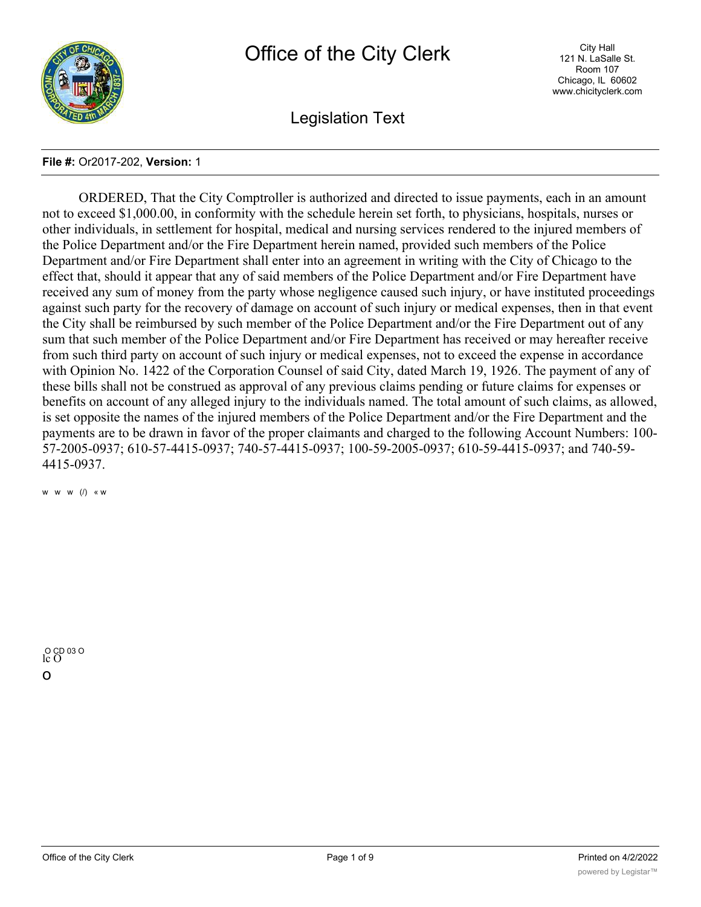# Office of the City Clerk

City Hall
121 N. LaSalle St.
Room 107
Chicago, IL 60602
www.chicityclerk.com

## Legislation Text

**File #:** Or2017-202, **Version:** 1

ORDERED, That the City Comptroller is authorized and directed to issue payments, each in an amount not to exceed $1,000.00, in conformity with the schedule herein set forth, to physicians, hospitals, nurses or other individuals, in settlement for hospital, medical and nursing services rendered to the injured members of the Police Department and/or the Fire Department herein named, provided such members of the Police Department and/or Fire Department shall enter into an agreement in writing with the City of Chicago to the effect that, should it appear that any of said members of the Police Department and/or Fire Department have received any sum of money from the party whose negligence caused such injury, or have instituted proceedings against such party for the recovery of damage on account of such injury or medical expenses, then in that event the City shall be reimbursed by such member of the Police Department and/or the Fire Department out of any sum that such member of the Police Department and/or Fire Department has received or may hereafter receive from such third party on account of such injury or medical expenses, not to exceed the expense in accordance with Opinion No. 1422 of the Corporation Counsel of said City, dated March 19, 1926. The payment of any of these bills shall not be construed as approval of any previous claims pending or future claims for expenses or benefits on account of any alleged injury to the individuals named. The total amount of such claims, as allowed, is set opposite the names of the injured members of the Police Department and/or the Fire Department and the payments are to be drawn in favor of the proper claimants and charged to the following Account Numbers: 100-57-2005-0937; 610-57-4415-0937; 740-57-4415-0937; 100-59-2005-0937; 610-59-4415-0937; and 740-59-4415-0937.

w w w (/) « w

O CD 03 O
lc O

o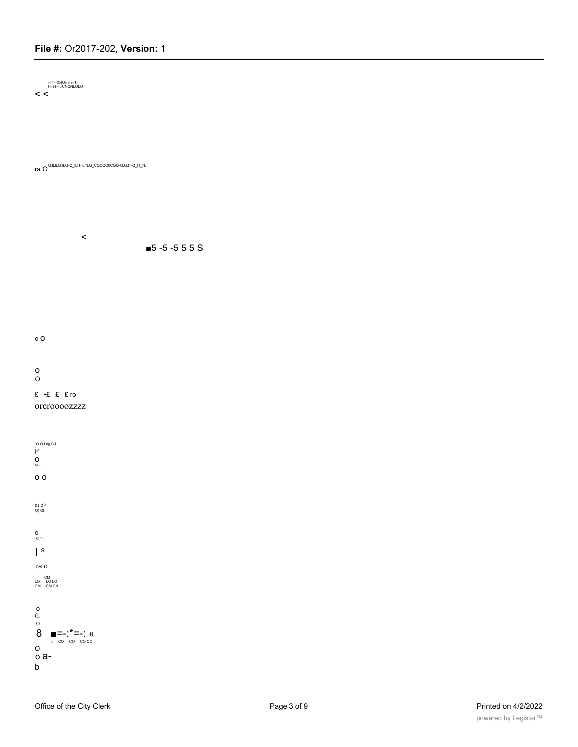i-i-T--fO)Oiinin--T-
t-t-t-t-t-t-CNCNLOLO
< <

ra O Q.ILILQ-ILQ-Q_ILI1-ILI"LQ_CQCQC0CQQ-Q.Q.I1-Q_I1_I"L

<

■5 -5 -5 5 5 S

o O

o
O

£ •£ £ £ ro
orcroooozzzz

O OJ eg CJ
jz
o
t-u-
o o

ai o>
O) Ol

o
C T-

| s

ra o

CM
LO LO LO
CM CM CN

o
0.
o
8 ■=-:*=-: «
t- CO CO CO CO
O
o a-
b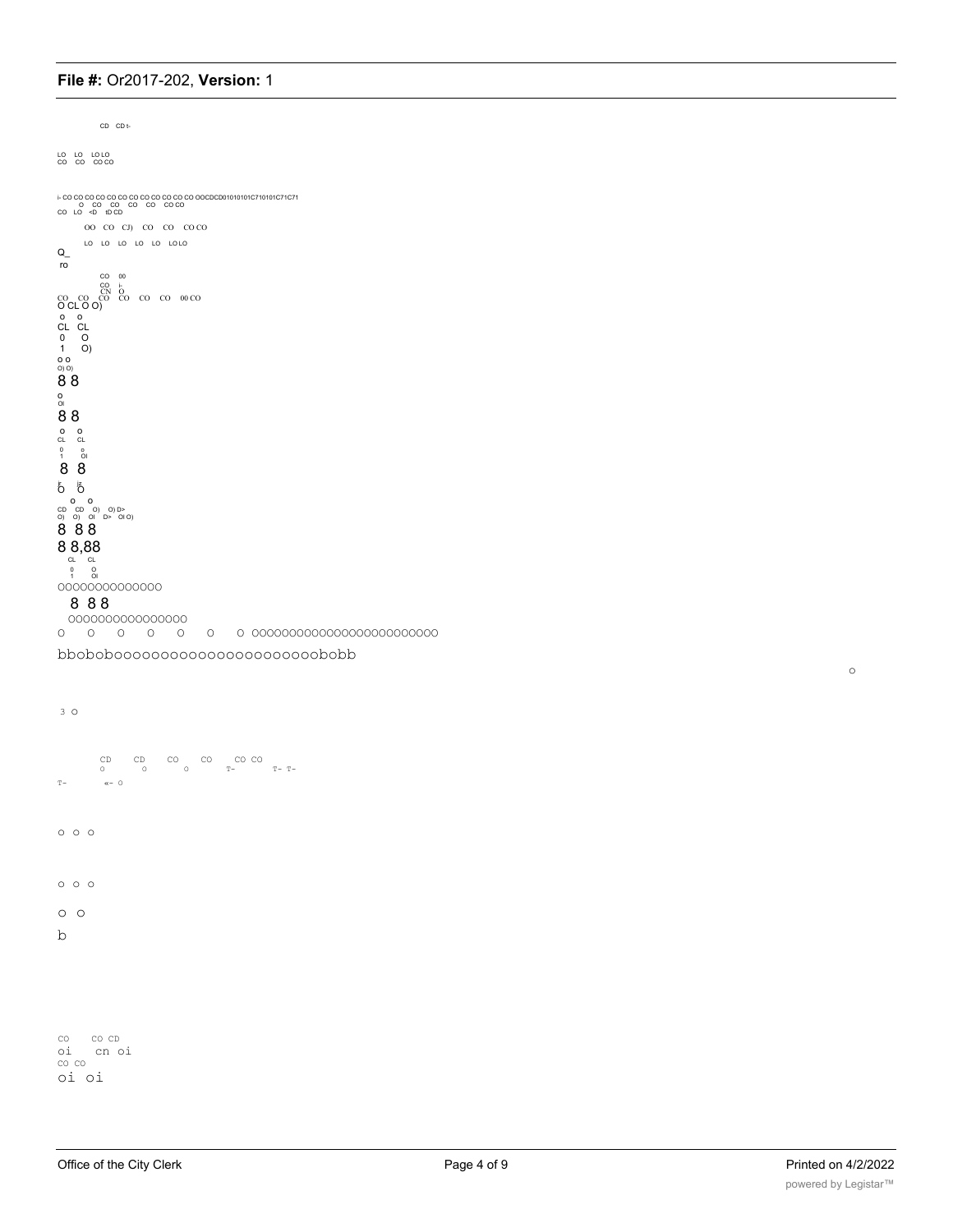CD CD t-

LO LO LO LO
CO CO CO CO

i- CO CO CO CO CO CO CO CO CO CO CO CO OOCDCD01010101C710101C71C71
O CO CO CO CO CO CO
CO LO <D tD CD

OO CO CJ) CO CO CO CO

LO LO LO LO LO LO LO

Q_
ro

CO 00
CO i-
CN O
CO CO CO CO CO CO 00 CO
O CL O O)
o o
CL CL
0 O
1 O)
o o
O) O)

8 8

o
OI

8 8

o o
CL CL
0 o
1 OI

8 8

o o

o o
CD CD O) O) D>
O) O) OI D> OI O)

8 8 8

8 8,88

CL CL
0 O
1 OI

OOOOOOOOOOOOOO

8 8 8

OOOOOOOOOOOOOOOO

O O O O O O O OOOOOOOOOOOOOOOOOOOOOOOOO

bbobobooooooooooooooooooooobobb

o

3 o

CD CD CO CO CO CO
o o o T- T- T-
T- «- o

o o o

o o o

o o

b

CO CO CD
oi cn oi
CO CO
oi oi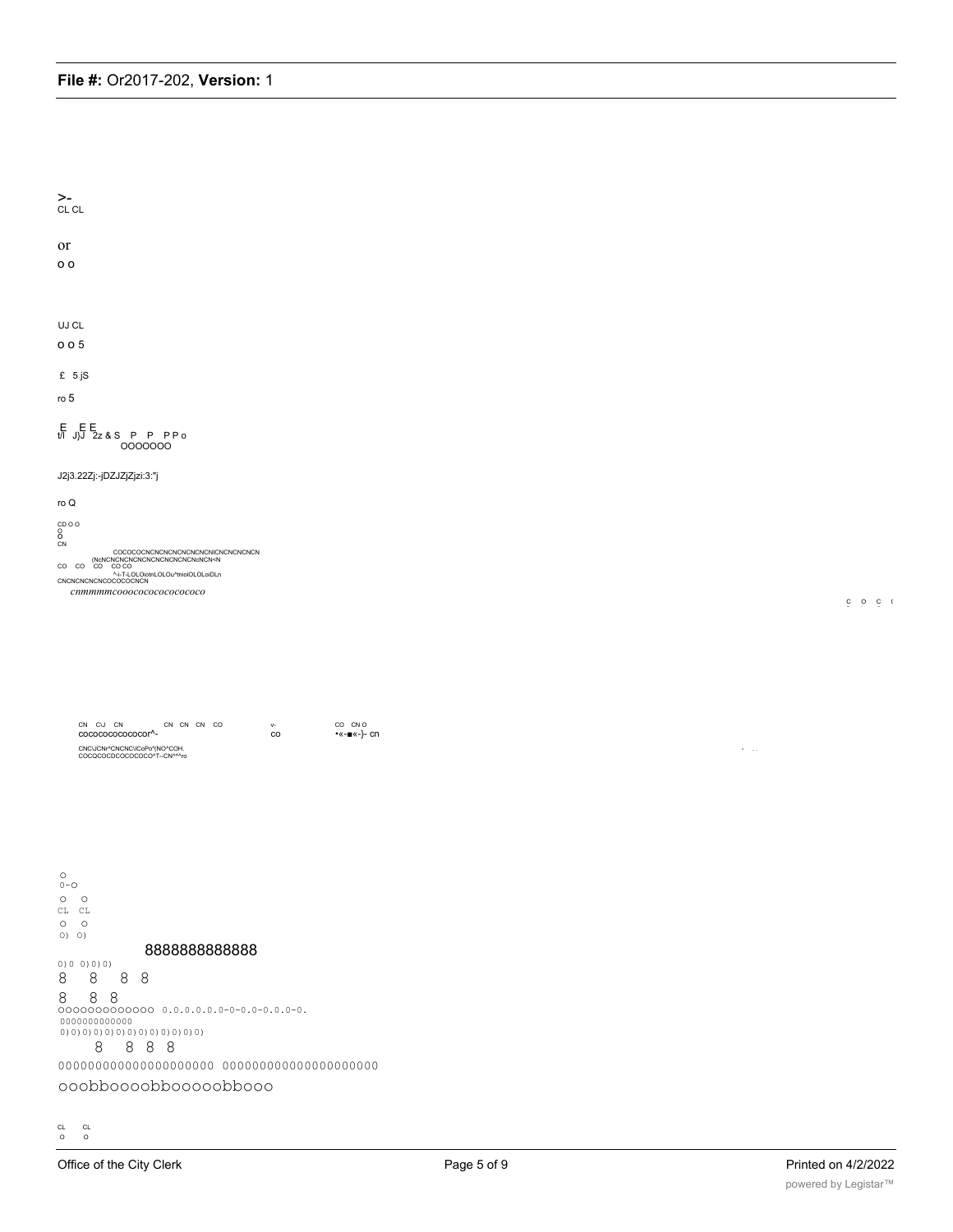>-
CL CL

or

o o

UJ CL

o o 5

£ 5 jS

ro 5

E E E
t/l J)J 2z & S P P P P o
OOOOOOO

J2j3.22Zj:-jDZJZjZjzi:3:"j

ro Q

CD O O
O
O
CN

COCOCOCNCNCNCNCNCNCNICNCNCNCNCN
(NcNCNCNCNCNCNCNCNCNCNcNCN<N
CO CO CO CO CO
^-i-T-LOLOiotnLOLOu^tnioiOLOLoiDLn
CNCNCNCNCNCOCOCOCNCN

*cnmmmmcooocococococococo*

c o c (

CN CJ CN CN CN CN CO v- CO CN O
cococococococor^- CO •«-■«-}- cn

CNC\JCNr^CNCNC\ICoPo^(NO^COH.
COCQCOCDCOCOCOCO^T--CN^^^ro

O
0-O
O O
CL CL
O O
O) O)

8888888888888

0)0 0)0)0)

8 8 8 8

8 8 8

OOOOOOOOOOOOO 0.0.0.0.0.0-0-0.0-0.0.0-0.

OOOOOOOOOOOO

0)0)0)0)0)0)0)0)0)0)0)0)0)0)0)

8 8 8 8

OOOOOOOOOOOOOOOOOOOOOO OOOOOOOOOOOOOOOOOOOOOO

ooobboooobbooooobbooo

CL CL
o o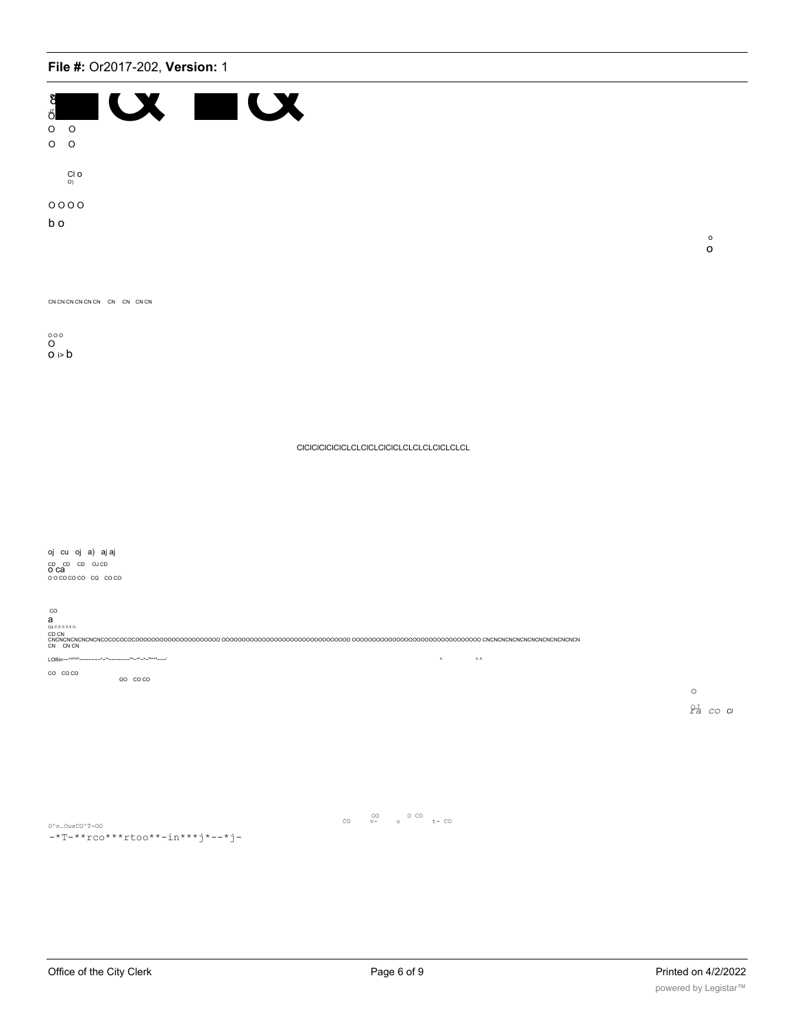O O

O O

Cl O
O)

O O O O

b o

o
O

CN CN CN CN CN CN CN CN CN CN

O O O
O
O i> b

ClClClClClClCLCLClCLClClCLCLCLCLClCLCLCL

oj cu oj a) aj aj
CD CD CD OJ CD
O ca
O O CO CO CO CQ CO CO

CO
a
03-T-T-T-T-T-
CD CN
CNCNCNCNCNCNCOCOCOCOOOOOOOOOOOOOOOOOOOOOOO OOOOOOOOOOOOOOOOOOOOOOOOOOOOOOOOO OOOOOOOOOOOOOOOOOOOOOOOOOOOOOOOO CNCNCNCNCNCNCNCNCNCNCNCN
CN CN CN

LOlfiin--''''^^--------*--'*---------'''--''''--*--''''''''---'

^ ^ ^

CO CO CO
GO CO CO

O

OI
Pa CO Cl

O^n.OusCO^T-OO
-*T-**rco***rtoo**-in***j*--*j-

CO OO v- o O CO t- CO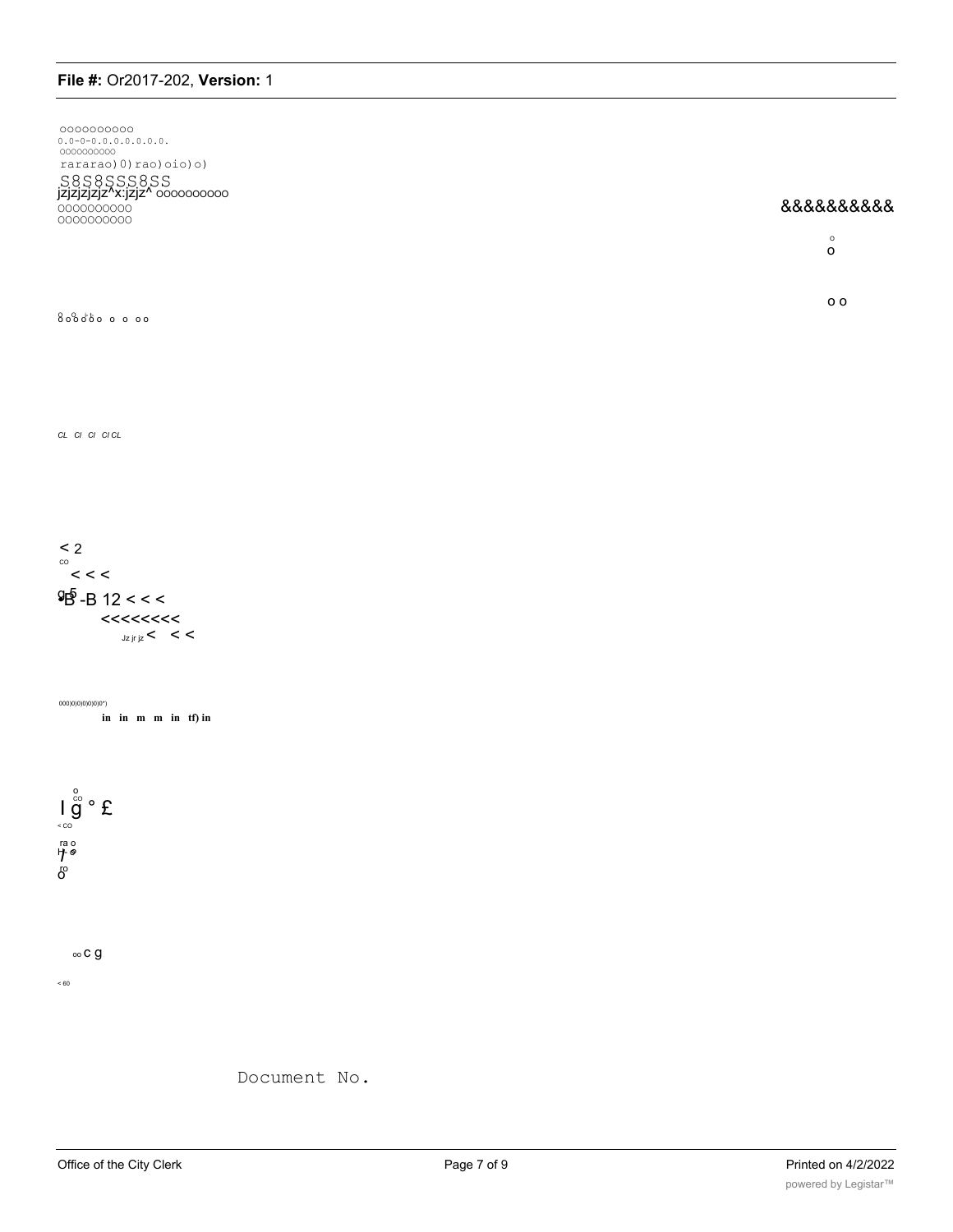oooooooooo
0.0-0-0.0.0.0.0.0.0.
oooooooooo
rararao)0)rao)oio)o)
S8S8SSS8SS
jzjzjzjzjz^x:jzjz^ oooooooooo
oooooooooo
oooooooooo

&&&&&&&&&&

o
o

o o

8 o 8 o 8 o o o oo

CL Cl Cl Cl CL

< 2
co
< < <
g5
•B -B 12 < < <
<<<<<<<<
Jz jr jz < < <

000)0)0)0)0)0)0")
in in m m in tf) in

o
co
I g ° £
< co
ra o
H7 ®
ro
o

oo c g
< 60

Document No.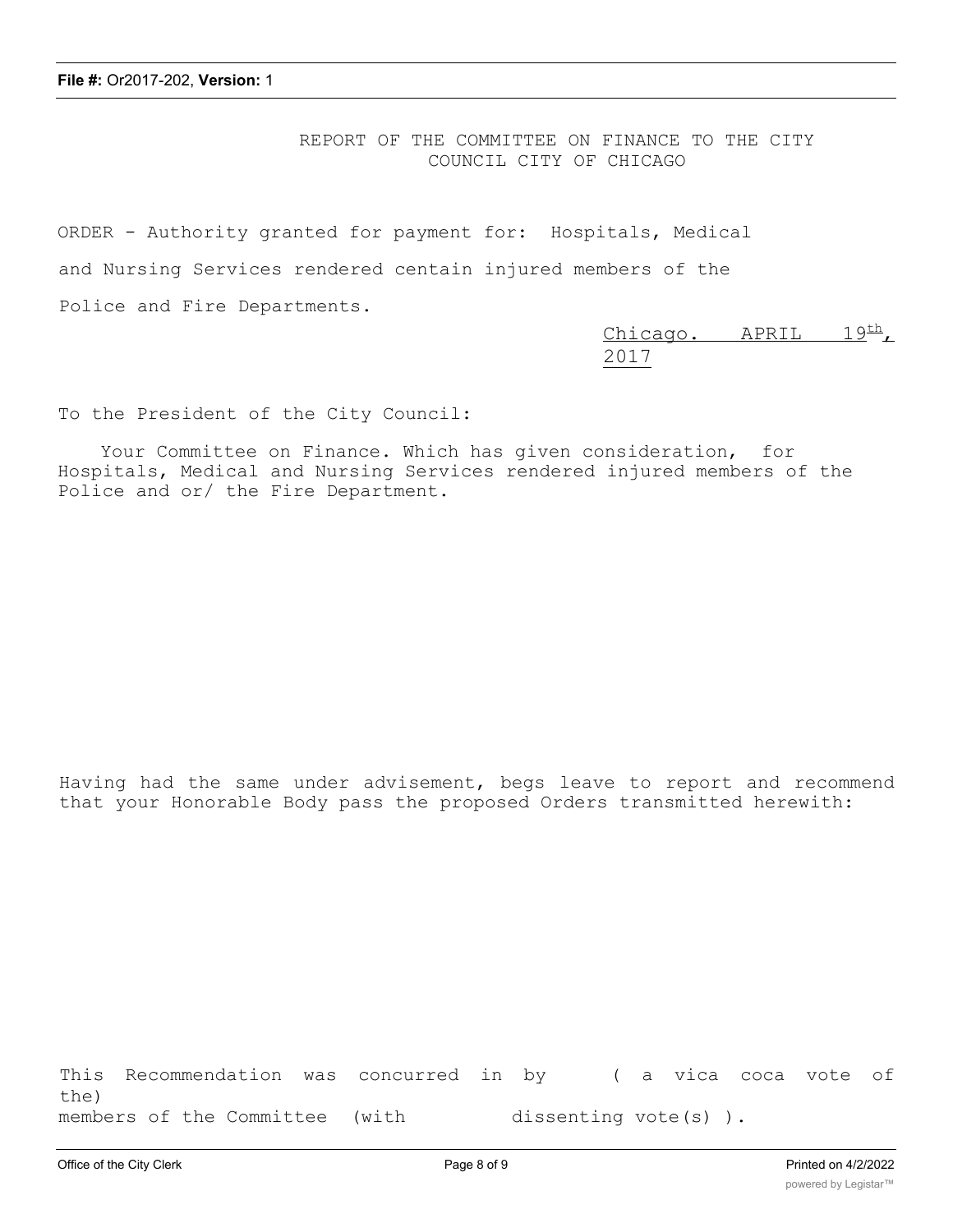REPORT OF THE COMMITTEE ON FINANCE TO THE CITY COUNCIL CITY OF CHICAGO

ORDER - Authority granted for payment for: Hospitals, Medical and Nursing Services rendered centain injured members of the Police and Fire Departments.

Chicago. APRIL 19th, 2017

To the President of the City Council:

Your Committee on Finance. Which has given consideration, for Hospitals, Medical and Nursing Services rendered injured members of the Police and or/ the Fire Department.

Having had the same under advisement, begs leave to report and recommend that your Honorable Body pass the proposed Orders transmitted herewith:

This Recommendation was concurred in by ( a vica coca vote of the) members of the Committee (with dissenting vote(s) ).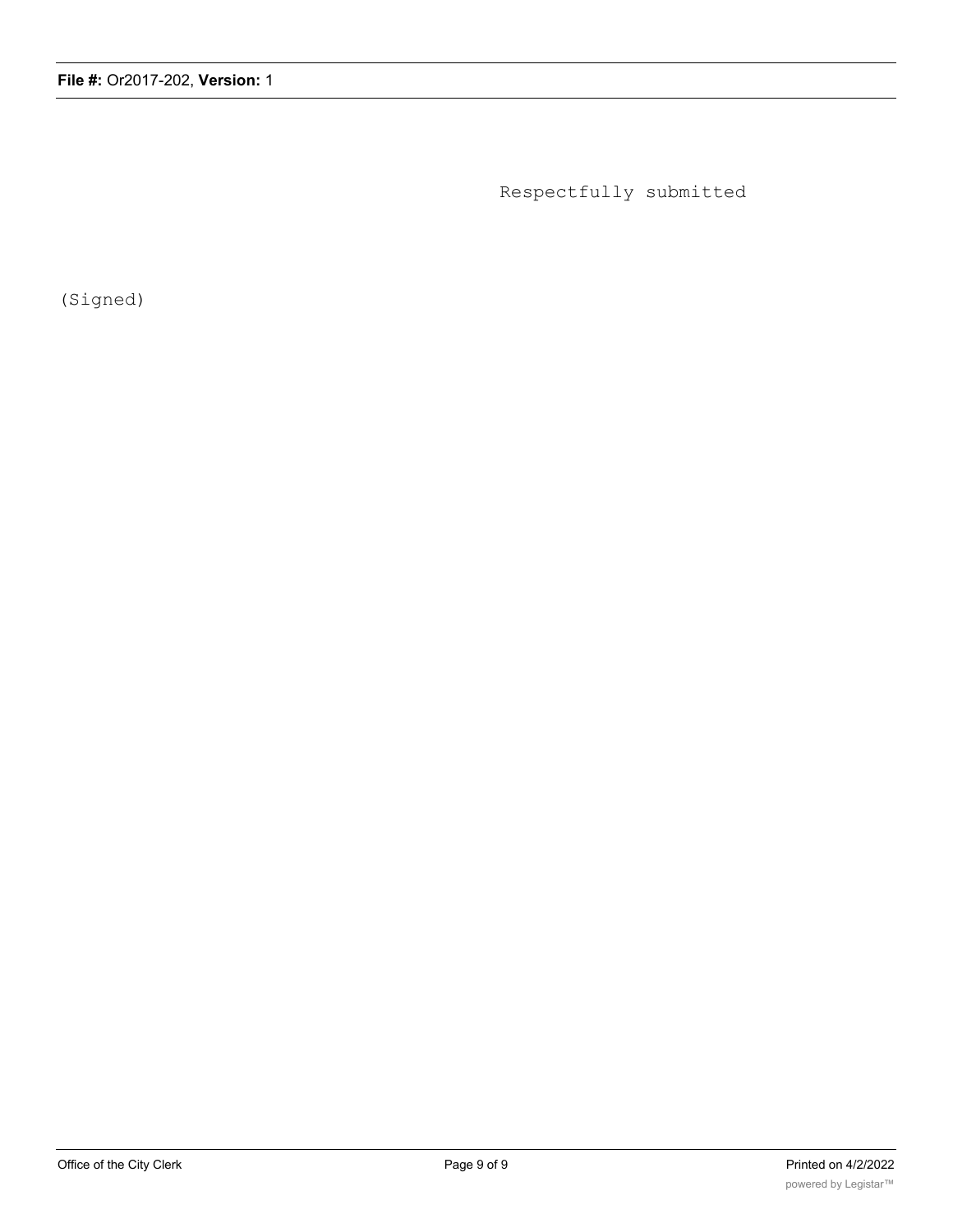Respectfully submitted

(Signed)